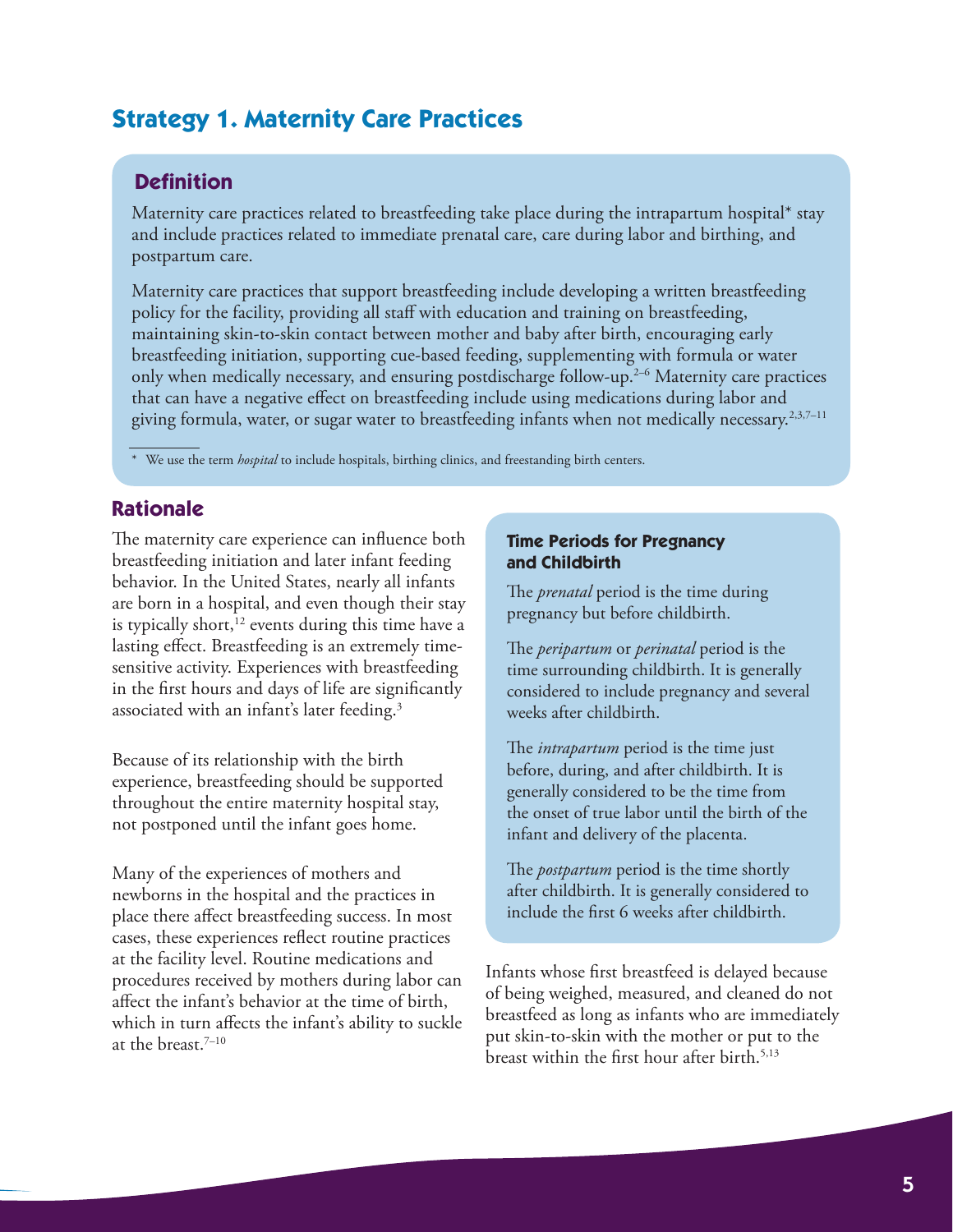## Strategy 1. Maternity Care Practices

### Definition

Maternity care practices related to breastfeeding take place during the intrapartum hospital* stay and include practices related to immediate prenatal care, care during labor and birthing, and postpartum care.

Maternity care practices that support breastfeeding include developing a written breastfeeding policy for the facility, providing all staff with education and training on breastfeeding, maintaining skin-to-skin contact between mother and baby after birth, encouraging early breastfeeding initiation, supporting cue-based feeding, supplementing with formula or water only when medically necessary, and ensuring postdischarge follow-up.[2–6] Maternity care practices that can have a negative effect on breastfeeding include using medications during labor and giving formula, water, or sugar water to breastfeeding infants when not medically necessary.[2,3,7–11]

\* We use the term *hospital* to include hospitals, birthing clinics, and freestanding birth centers.

### Rationale

The maternity care experience can influence both breastfeeding initiation and later infant feeding behavior. In the United States, nearly all infants are born in a hospital, and even though their stay is typically short,[12] events during this time have a lasting effect. Breastfeeding is an extremely time-sensitive activity. Experiences with breastfeeding in the first hours and days of life are significantly associated with an infant's later feeding.[3]

Because of its relationship with the birth experience, breastfeeding should be supported throughout the entire maternity hospital stay, not postponed until the infant goes home.

Many of the experiences of mothers and newborns in the hospital and the practices in place there affect breastfeeding success. In most cases, these experiences reflect routine practices at the facility level. Routine medications and procedures received by mothers during labor can affect the infant's behavior at the time of birth, which in turn affects the infant's ability to suckle at the breast.[7–10]

#### Time Periods for Pregnancy and Childbirth

The *prenatal* period is the time during pregnancy but before childbirth.

The *peripartum* or *perinatal* period is the time surrounding childbirth. It is generally considered to include pregnancy and several weeks after childbirth.

The *intrapartum* period is the time just before, during, and after childbirth. It is generally considered to be the time from the onset of true labor until the birth of the infant and delivery of the placenta.

The *postpartum* period is the time shortly after childbirth. It is generally considered to include the first 6 weeks after childbirth.

Infants whose first breastfeed is delayed because of being weighed, measured, and cleaned do not breastfeed as long as infants who are immediately put skin-to-skin with the mother or put to the breast within the first hour after birth.[5,13]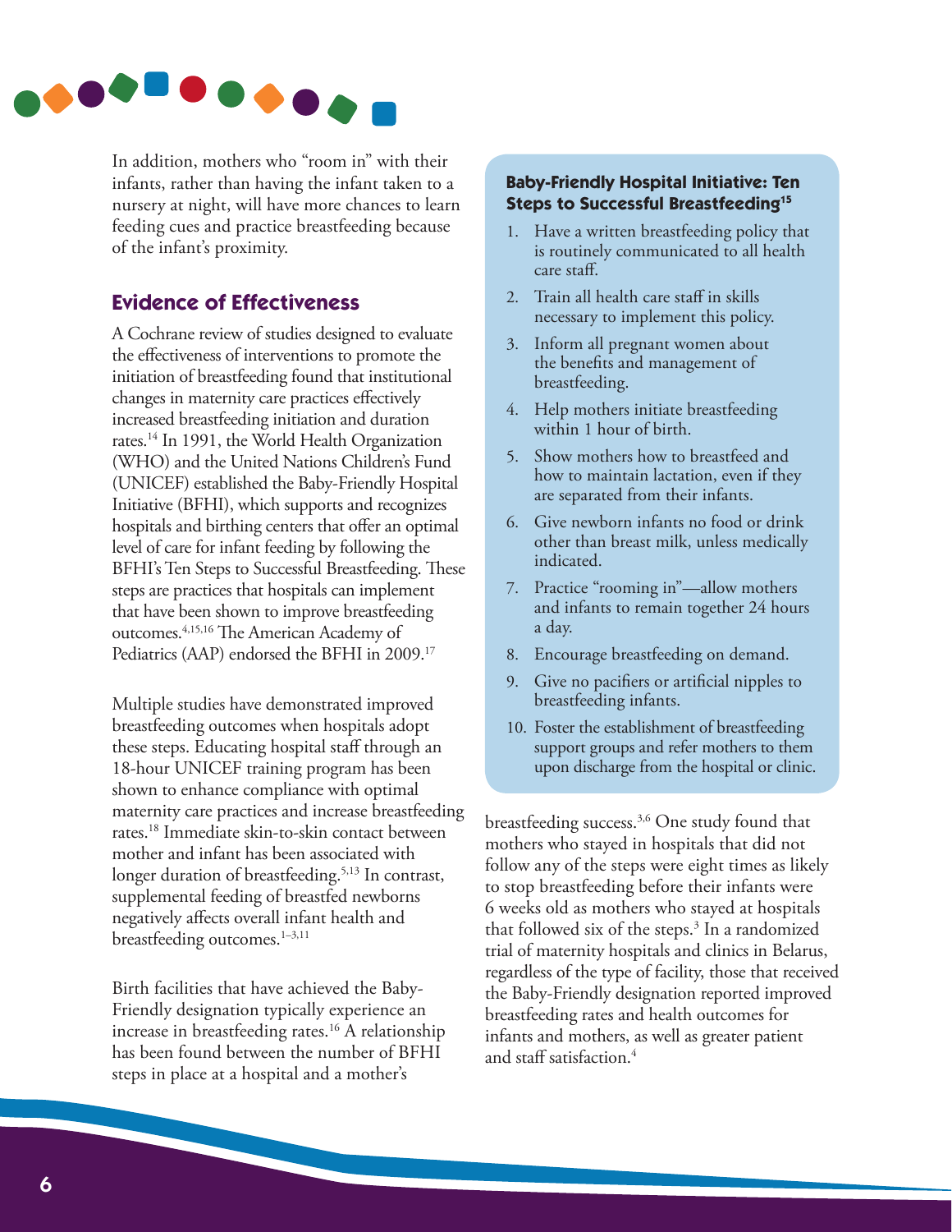In addition, mothers who "room in" with their infants, rather than having the infant taken to a nursery at night, will have more chances to learn feeding cues and practice breastfeeding because of the infant's proximity.

## Evidence of Effectiveness

A Cochrane review of studies designed to evaluate the effectiveness of interventions to promote the initiation of breastfeeding found that institutional changes in maternity care practices effectively increased breastfeeding initiation and duration rates.[14] In 1991, the World Health Organization (WHO) and the United Nations Children's Fund (UNICEF) established the Baby-Friendly Hospital Initiative (BFHI), which supports and recognizes hospitals and birthing centers that offer an optimal level of care for infant feeding by following the BFHI's Ten Steps to Successful Breastfeeding. These steps are practices that hospitals can implement that have been shown to improve breastfeeding outcomes.[4,15,16] The American Academy of Pediatrics (AAP) endorsed the BFHI in 2009.[17]

Multiple studies have demonstrated improved breastfeeding outcomes when hospitals adopt these steps. Educating hospital staff through an 18-hour UNICEF training program has been shown to enhance compliance with optimal maternity care practices and increase breastfeeding rates.[18] Immediate skin-to-skin contact between mother and infant has been associated with longer duration of breastfeeding.[5,13] In contrast, supplemental feeding of breastfed newborns negatively affects overall infant health and breastfeeding outcomes.[1–3,11]

Birth facilities that have achieved the Baby-Friendly designation typically experience an increase in breastfeeding rates.[16] A relationship has been found between the number of BFHI steps in place at a hospital and a mother's breastfeeding success.[3,6] One study found that mothers who stayed in hospitals that did not follow any of the steps were eight times as likely to stop breastfeeding before their infants were 6 weeks old as mothers who stayed at hospitals that followed six of the steps.[3] In a randomized trial of maternity hospitals and clinics in Belarus, regardless of the type of facility, those that received the Baby-Friendly designation reported improved breastfeeding rates and health outcomes for infants and mothers, as well as greater patient and staff satisfaction.[4]

### Baby-Friendly Hospital Initiative: Ten Steps to Successful Breastfeeding[15]

1. Have a written breastfeeding policy that is routinely communicated to all health care staff.
2. Train all health care staff in skills necessary to implement this policy.
3. Inform all pregnant women about the benefits and management of breastfeeding.
4. Help mothers initiate breastfeeding within 1 hour of birth.
5. Show mothers how to breastfeed and how to maintain lactation, even if they are separated from their infants.
6. Give newborn infants no food or drink other than breast milk, unless medically indicated.
7. Practice "rooming in"—allow mothers and infants to remain together 24 hours a day.
8. Encourage breastfeeding on demand.
9. Give no pacifiers or artificial nipples to breastfeeding infants.
10. Foster the establishment of breastfeeding support groups and refer mothers to them upon discharge from the hospital or clinic.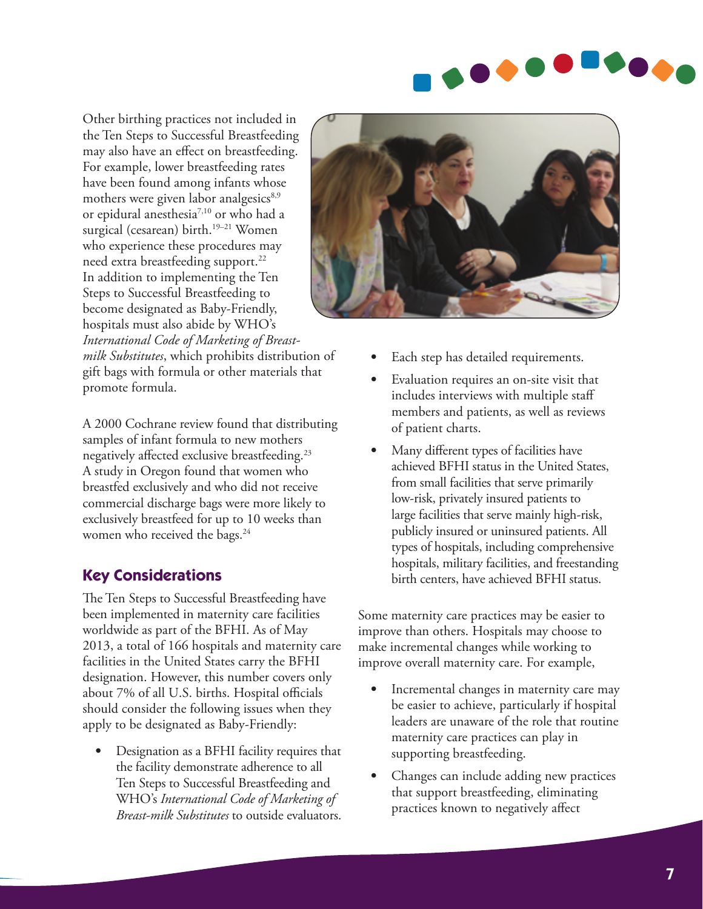Other birthing practices not included in the Ten Steps to Successful Breastfeeding may also have an effect on breastfeeding. For example, lower breastfeeding rates have been found among infants whose mothers were given labor analgesics[8,9] or epidural anesthesia[7,10] or who had a surgical (cesarean) birth.[19–21] Women who experience these procedures may need extra breastfeeding support.[22] In addition to implementing the Ten Steps to Successful Breastfeeding to become designated as Baby-Friendly, hospitals must also abide by WHO's *International Code of Marketing of Breast-milk Substitutes*, which prohibits distribution of gift bags with formula or other materials that promote formula.

A 2000 Cochrane review found that distributing samples of infant formula to new mothers negatively affected exclusive breastfeeding.[23] A study in Oregon found that women who breastfed exclusively and who did not receive commercial discharge bags were more likely to exclusively breastfeed for up to 10 weeks than women who received the bags.[24]

## Key Considerations

The Ten Steps to Successful Breastfeeding have been implemented in maternity care facilities worldwide as part of the BFHI. As of May 2013, a total of 166 hospitals and maternity care facilities in the United States carry the BFHI designation. However, this number covers only about 7% of all U.S. births. Hospital officials should consider the following issues when they apply to be designated as Baby-Friendly:

- Designation as a BFHI facility requires that the facility demonstrate adherence to all Ten Steps to Successful Breastfeeding and WHO's *International Code of Marketing of Breast-milk Substitutes* to outside evaluators.
- Each step has detailed requirements.
- Evaluation requires an on-site visit that includes interviews with multiple staff members and patients, as well as reviews of patient charts.
- Many different types of facilities have achieved BFHI status in the United States, from small facilities that serve primarily low-risk, privately insured patients to large facilities that serve mainly high-risk, publicly insured or uninsured patients. All types of hospitals, including comprehensive hospitals, military facilities, and freestanding birth centers, have achieved BFHI status.

Some maternity care practices may be easier to improve than others. Hospitals may choose to make incremental changes while working to improve overall maternity care. For example,

- Incremental changes in maternity care may be easier to achieve, particularly if hospital leaders are unaware of the role that routine maternity care practices can play in supporting breastfeeding.
- Changes can include adding new practices that support breastfeeding, eliminating practices known to negatively affect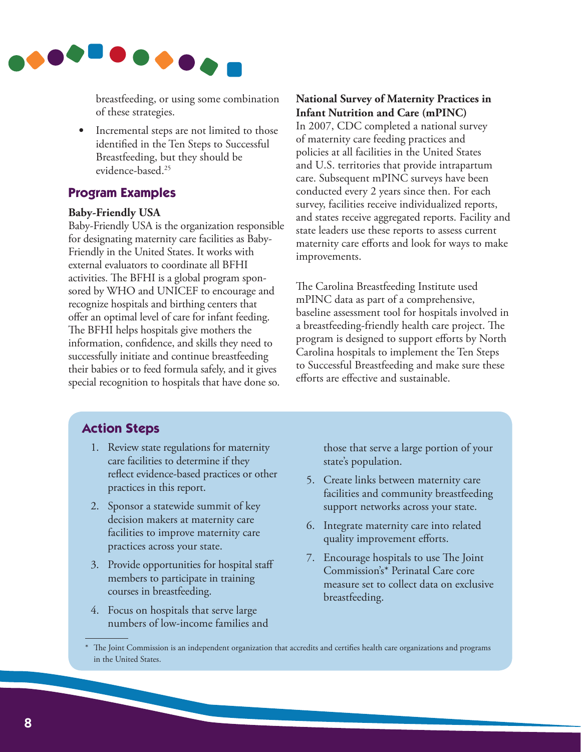breastfeeding, or using some combination of these strategies.

- Incremental steps are not limited to those identified in the Ten Steps to Successful Breastfeeding, but they should be evidence-based.[25]

## Program Examples

**Baby-Friendly USA**

Baby-Friendly USA is the organization responsible for designating maternity care facilities as Baby-Friendly in the United States. It works with external evaluators to coordinate all BFHI activities. The BFHI is a global program sponsored by WHO and UNICEF to encourage and recognize hospitals and birthing centers that offer an optimal level of care for infant feeding. The BFHI helps hospitals give mothers the information, confidence, and skills they need to successfully initiate and continue breastfeeding their babies or to feed formula safely, and it gives special recognition to hospitals that have done so.

**National Survey of Maternity Practices in Infant Nutrition and Care (mPINC)**

In 2007, CDC completed a national survey of maternity care feeding practices and policies at all facilities in the United States and U.S. territories that provide intrapartum care. Subsequent mPINC surveys have been conducted every 2 years since then. For each survey, facilities receive individualized reports, and states receive aggregated reports. Facility and state leaders use these reports to assess current maternity care efforts and look for ways to make improvements.

The Carolina Breastfeeding Institute used mPINC data as part of a comprehensive, baseline assessment tool for hospitals involved in a breastfeeding-friendly health care project. The program is designed to support efforts by North Carolina hospitals to implement the Ten Steps to Successful Breastfeeding and make sure these efforts are effective and sustainable.

## Action Steps

1. Review state regulations for maternity care facilities to determine if they reflect evidence-based practices or other practices in this report.
2. Sponsor a statewide summit of key decision makers at maternity care facilities to improve maternity care practices across your state.
3. Provide opportunities for hospital staff members to participate in training courses in breastfeeding.
4. Focus on hospitals that serve large numbers of low-income families and those that serve a large portion of your state's population.
5. Create links between maternity care facilities and community breastfeeding support networks across your state.
6. Integrate maternity care into related quality improvement efforts.
7. Encourage hospitals to use The Joint Commission's* Perinatal Care core measure set to collect data on exclusive breastfeeding.

\* The Joint Commission is an independent organization that accredits and certifies health care organizations and programs in the United States.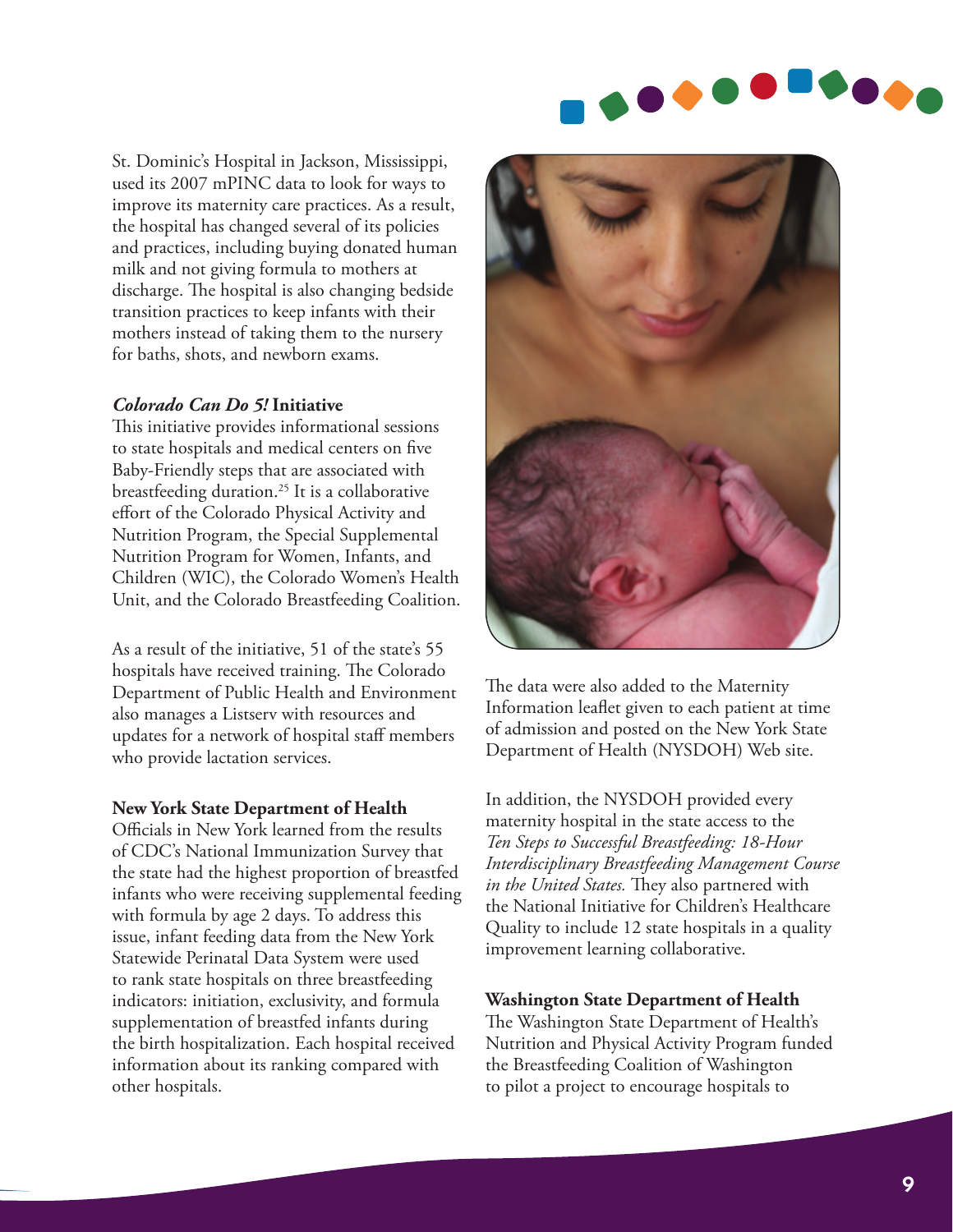St. Dominic's Hospital in Jackson, Mississippi, used its 2007 mPINC data to look for ways to improve its maternity care practices. As a result, the hospital has changed several of its policies and practices, including buying donated human milk and not giving formula to mothers at discharge. The hospital is also changing bedside transition practices to keep infants with their mothers instead of taking them to the nursery for baths, shots, and newborn exams.

### *Colorado Can Do 5!* Initiative

This initiative provides informational sessions to state hospitals and medical centers on five Baby-Friendly steps that are associated with breastfeeding duration.[25] It is a collaborative effort of the Colorado Physical Activity and Nutrition Program, the Special Supplemental Nutrition Program for Women, Infants, and Children (WIC), the Colorado Women's Health Unit, and the Colorado Breastfeeding Coalition.

As a result of the initiative, 51 of the state's 55 hospitals have received training. The Colorado Department of Public Health and Environment also manages a Listserv with resources and updates for a network of hospital staff members who provide lactation services.

### New York State Department of Health

Officials in New York learned from the results of CDC's National Immunization Survey that the state had the highest proportion of breastfed infants who were receiving supplemental feeding with formula by age 2 days. To address this issue, infant feeding data from the New York Statewide Perinatal Data System were used to rank state hospitals on three breastfeeding indicators: initiation, exclusivity, and formula supplementation of breastfed infants during the birth hospitalization. Each hospital received information about its ranking compared with other hospitals.

The data were also added to the Maternity Information leaflet given to each patient at time of admission and posted on the New York State Department of Health (NYSDOH) Web site.

In addition, the NYSDOH provided every maternity hospital in the state access to the *Ten Steps to Successful Breastfeeding: 18-Hour Interdisciplinary Breastfeeding Management Course in the United States.* They also partnered with the National Initiative for Children's Healthcare Quality to include 12 state hospitals in a quality improvement learning collaborative.

### Washington State Department of Health

The Washington State Department of Health's Nutrition and Physical Activity Program funded the Breastfeeding Coalition of Washington to pilot a project to encourage hospitals to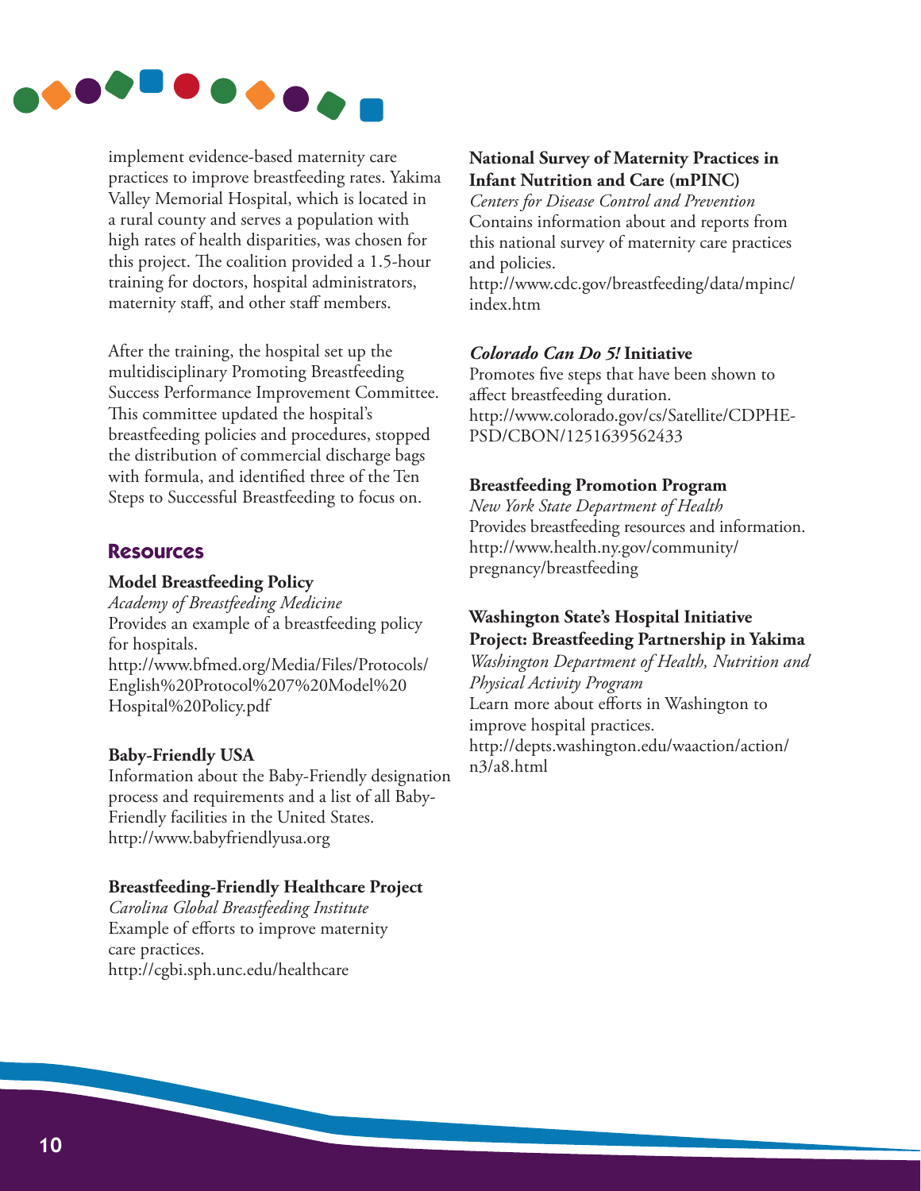implement evidence-based maternity care practices to improve breastfeeding rates. Yakima Valley Memorial Hospital, which is located in a rural county and serves a population with high rates of health disparities, was chosen for this project. The coalition provided a 1.5-hour training for doctors, hospital administrators, maternity staff, and other staff members.

After the training, the hospital set up the multidisciplinary Promoting Breastfeeding Success Performance Improvement Committee. This committee updated the hospital's breastfeeding policies and procedures, stopped the distribution of commercial discharge bags with formula, and identified three of the Ten Steps to Successful Breastfeeding to focus on.

## Resources

**Model Breastfeeding Policy**
*Academy of Breastfeeding Medicine*
Provides an example of a breastfeeding policy for hospitals.
http://www.bfmed.org/Media/Files/Protocols/English%20Protocol%207%20Model%20Hospital%20Policy.pdf

**Baby-Friendly USA**
Information about the Baby-Friendly designation process and requirements and a list of all Baby-Friendly facilities in the United States.
http://www.babyfriendlyusa.org

**Breastfeeding-Friendly Healthcare Project**
*Carolina Global Breastfeeding Institute*
Example of efforts to improve maternity care practices.
http://cgbi.sph.unc.edu/healthcare

**National Survey of Maternity Practices in Infant Nutrition and Care (mPINC)**
*Centers for Disease Control and Prevention*
Contains information about and reports from this national survey of maternity care practices and policies.
http://www.cdc.gov/breastfeeding/data/mpinc/index.htm

***Colorado Can Do 5!* Initiative**
Promotes five steps that have been shown to affect breastfeeding duration.
http://www.colorado.gov/cs/Satellite/CDPHE-PSD/CBON/1251639562433

**Breastfeeding Promotion Program**
*New York State Department of Health*
Provides breastfeeding resources and information.
http://www.health.ny.gov/community/pregnancy/breastfeeding

**Washington State's Hospital Initiative Project: Breastfeeding Partnership in Yakima**
*Washington Department of Health, Nutrition and Physical Activity Program*
Learn more about efforts in Washington to improve hospital practices.
http://depts.washington.edu/waaction/action/n3/a8.html